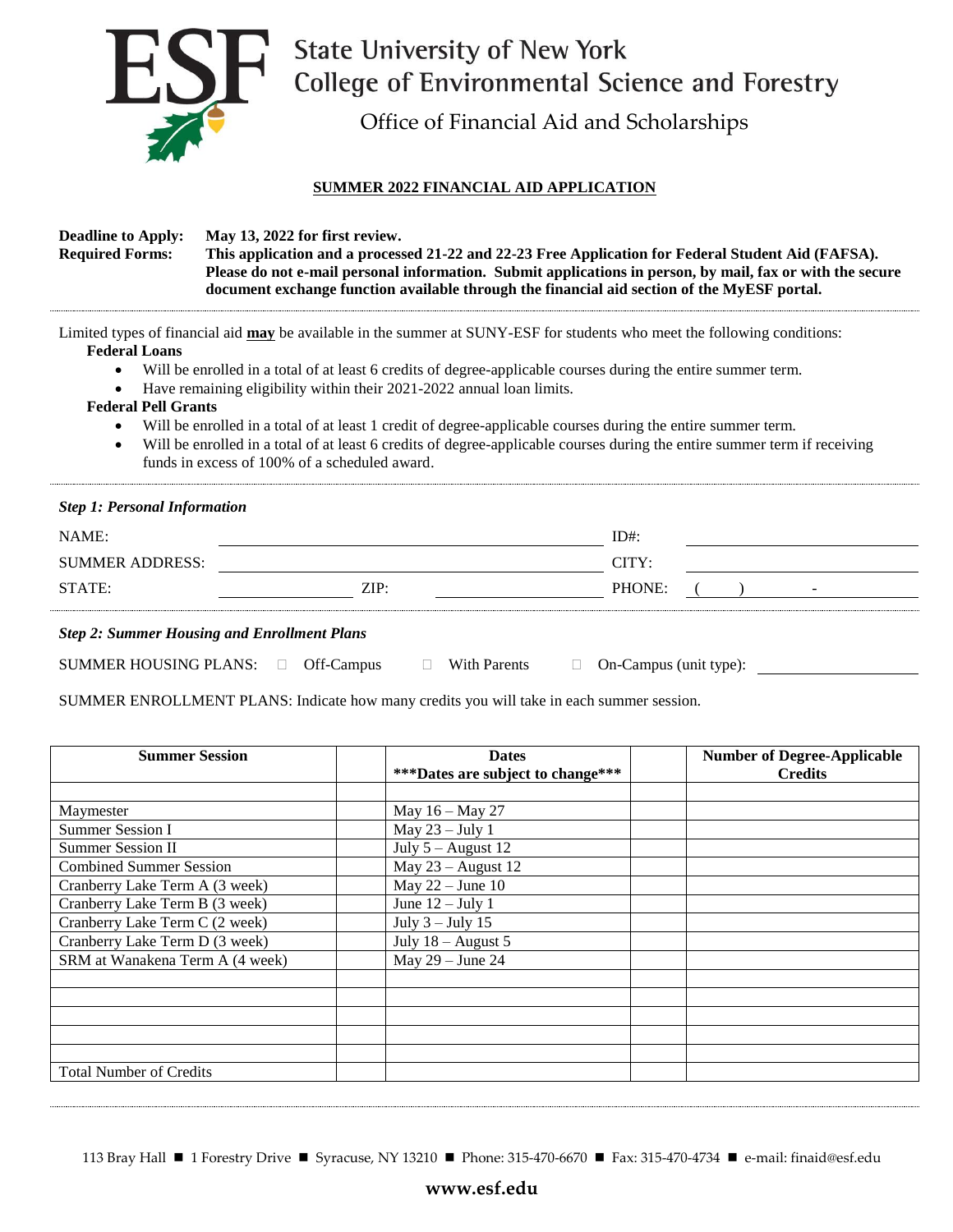# State University of New York
# College of Environmental Science and Forestry

## Office of Financial Aid and Scholarships

### SUMMER 2022 FINANCIAL AID APPLICATION

**Deadline to Apply:** **May 13, 2022 for first review.**

**Required Forms:** **This application and a processed 21-22 and 22-23 Free Application for Federal Student Aid (FAFSA). Please do not e-mail personal information. Submit applications in person, by mail, fax or with the secure document exchange function available through the financial aid section of the MyESF portal.**

Limited types of financial aid **may** be available in the summer at SUNY-ESF for students who meet the following conditions:

**Federal Loans**

- Will be enrolled in a total of at least 6 credits of degree-applicable courses during the entire summer term.
- Have remaining eligibility within their 2021-2022 annual loan limits.

**Federal Pell Grants**

- Will be enrolled in a total of at least 1 credit of degree-applicable courses during the entire summer term.
- Will be enrolled in a total of at least 6 credits of degree-applicable courses during the entire summer term if receiving funds in excess of 100% of a scheduled award.

### *Step 1: Personal Information*

NAME: ______________________________ ID#: ______________________

SUMMER ADDRESS: ______________________________ CITY: ______________________

STATE: ______________ ZIP: ______________ PHONE: ( ) -

### *Step 2: Summer Housing and Enrollment Plans*

SUMMER HOUSING PLANS: ☐ Off-Campus ☐ With Parents ☐ On-Campus (unit type): ______________

SUMMER ENROLLMENT PLANS: Indicate how many credits you will take in each summer session.

| Summer Session | | Dates ***Dates are subject to change*** | | Number of Degree-Applicable Credits |
|---|---|---|---|---|
| | | | | |
| Maymester | | May 16 – May 27 | | |
| Summer Session I | | May 23 – July 1 | | |
| Summer Session II | | July 5 – August 12 | | |
| Combined Summer Session | | May 23 – August 12 | | |
| Cranberry Lake Term A (3 week) | | May 22 – June 10 | | |
| Cranberry Lake Term B (3 week) | | June 12 – July 1 | | |
| Cranberry Lake Term C (2 week) | | July 3 – July 15 | | |
| Cranberry Lake Term D (3 week) | | July 18 – August 5 | | |
| SRM at Wanakena Term A (4 week) | | May 29 – June 24 | | |
| | | | | |
| | | | | |
| | | | | |
| | | | | |
| | | | | |
| Total Number of Credits | | | | |

113 Bray Hall ■ 1 Forestry Drive ■ Syracuse, NY 13210 ■ Phone: 315-470-6670 ■ Fax: 315-470-4734 ■ e-mail: finaid@esf.edu

**www.esf.edu**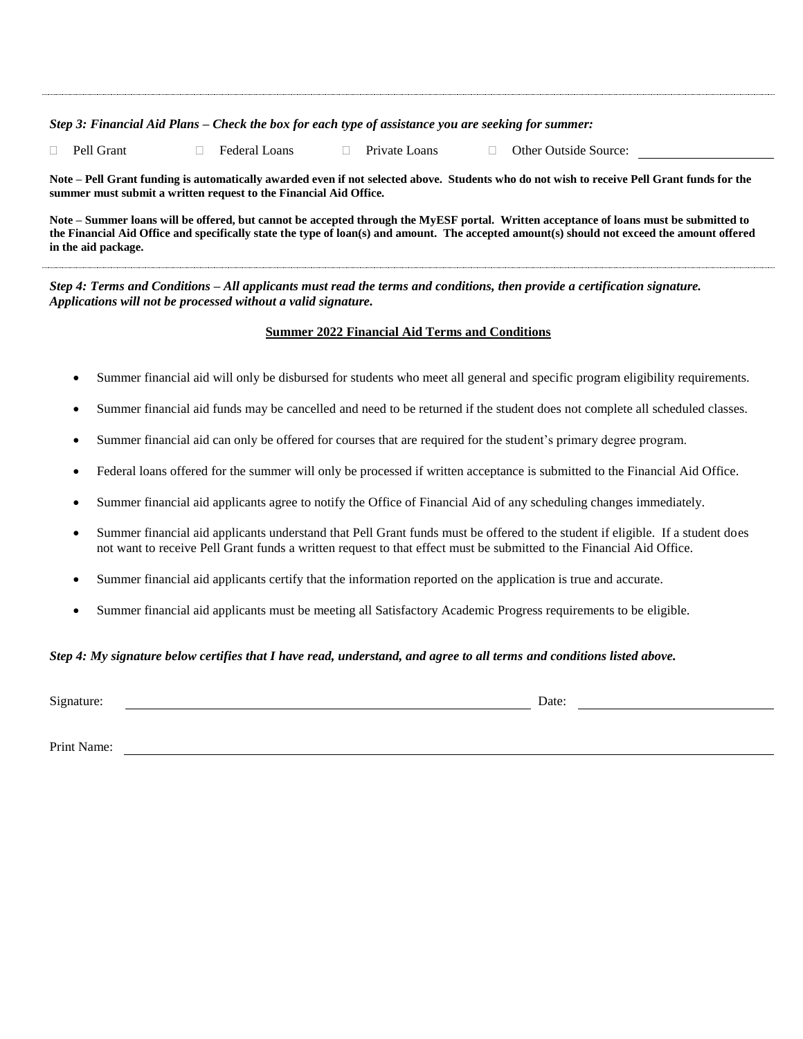---

***Step 3: Financial Aid Plans – Check the box for each type of assistance you are seeking for summer:***

☐ Pell Grant ☐ Federal Loans ☐ Private Loans ☐ Other Outside Source: \_\_\_\_\_\_\_\_\_\_\_\_\_\_\_\_\_\_\_\_

**Note – Pell Grant funding is automatically awarded even if not selected above. Students who do not wish to receive Pell Grant funds for the summer must submit a written request to the Financial Aid Office.**

**Note – Summer loans will be offered, but cannot be accepted through the MyESF portal. Written acceptance of loans must be submitted to the Financial Aid Office and specifically state the type of loan(s) and amount. The accepted amount(s) should not exceed the amount offered in the aid package.**

---

***Step 4: Terms and Conditions – All applicants must read the terms and conditions, then provide a certification signature. Applications will not be processed without a valid signature.***

**<u>Summer 2022 Financial Aid Terms and Conditions</u>**

- Summer financial aid will only be disbursed for students who meet all general and specific program eligibility requirements.
- Summer financial aid funds may be cancelled and need to be returned if the student does not complete all scheduled classes.
- Summer financial aid can only be offered for courses that are required for the student's primary degree program.
- Federal loans offered for the summer will only be processed if written acceptance is submitted to the Financial Aid Office.
- Summer financial aid applicants agree to notify the Office of Financial Aid of any scheduling changes immediately.
- Summer financial aid applicants understand that Pell Grant funds must be offered to the student if eligible. If a student does not want to receive Pell Grant funds a written request to that effect must be submitted to the Financial Aid Office.
- Summer financial aid applicants certify that the information reported on the application is true and accurate.
- Summer financial aid applicants must be meeting all Satisfactory Academic Progress requirements to be eligible.

***Step 4: My signature below certifies that I have read, understand, and agree to all terms and conditions listed above.***

Signature: \_\_\_\_\_\_\_\_\_\_\_\_\_\_\_\_\_\_\_\_\_\_\_\_\_\_\_\_\_\_\_\_\_\_\_\_\_\_\_\_ Date: \_\_\_\_\_\_\_\_\_\_\_\_\_\_\_\_\_\_\_\_

Print Name: \_\_\_\_\_\_\_\_\_\_\_\_\_\_\_\_\_\_\_\_\_\_\_\_\_\_\_\_\_\_\_\_\_\_\_\_\_\_\_\_\_\_\_\_\_\_\_\_\_\_\_\_\_\_\_\_